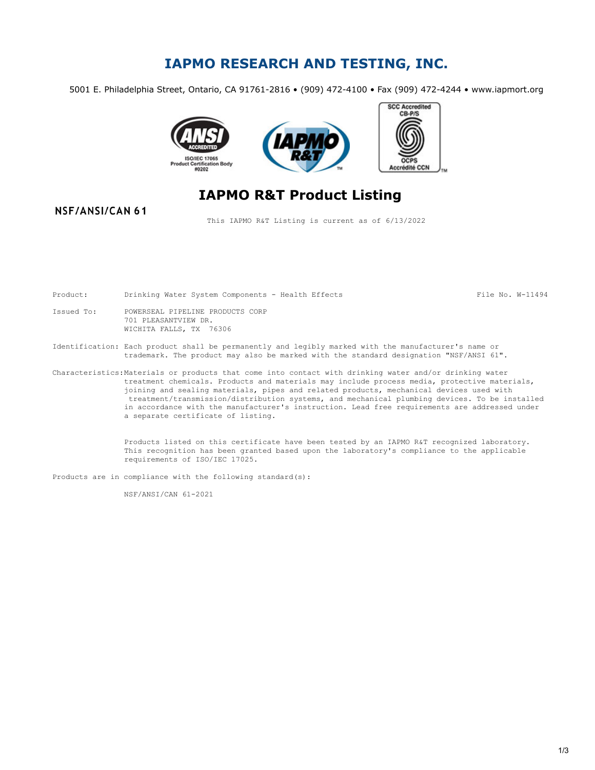# IAPMO RESEARCH AND TESTING, INC.

5001 E. Philadelphia Street, Ontario, CA 91761-2816 • (909) 472-4100 • Fax (909) 472-4244 • www.iapmort.org

## IAPMO R&T Product Listing

**NSF/ANSI/CAN 61**

This IAPMO R&T Listing is current as of 6/13/2022

Product: Drinking Water System Components - Health Effects

File No. W-11494

Issued To: POWERSEAL PIPELINE PRODUCTS CORP
701 PLEASANTVIEW DR.
WICHITA FALLS, TX 76306

Identification: Each product shall be permanently and legibly marked with the manufacturer's name or trademark. The product may also be marked with the standard designation "NSF/ANSI 61".

Characteristics: Materials or products that come into contact with drinking water and/or drinking water treatment chemicals. Products and materials may include process media, protective materials, joining and sealing materials, pipes and related products, mechanical devices used with treatment/transmission/distribution systems, and mechanical plumbing devices. To be installed in accordance with the manufacturer's instruction. Lead free requirements are addressed under a separate certificate of listing.

Products listed on this certificate have been tested by an IAPMO R&T recognized laboratory. This recognition has been granted based upon the laboratory's compliance to the applicable requirements of ISO/IEC 17025.

Products are in compliance with the following standard(s):

NSF/ANSI/CAN 61-2021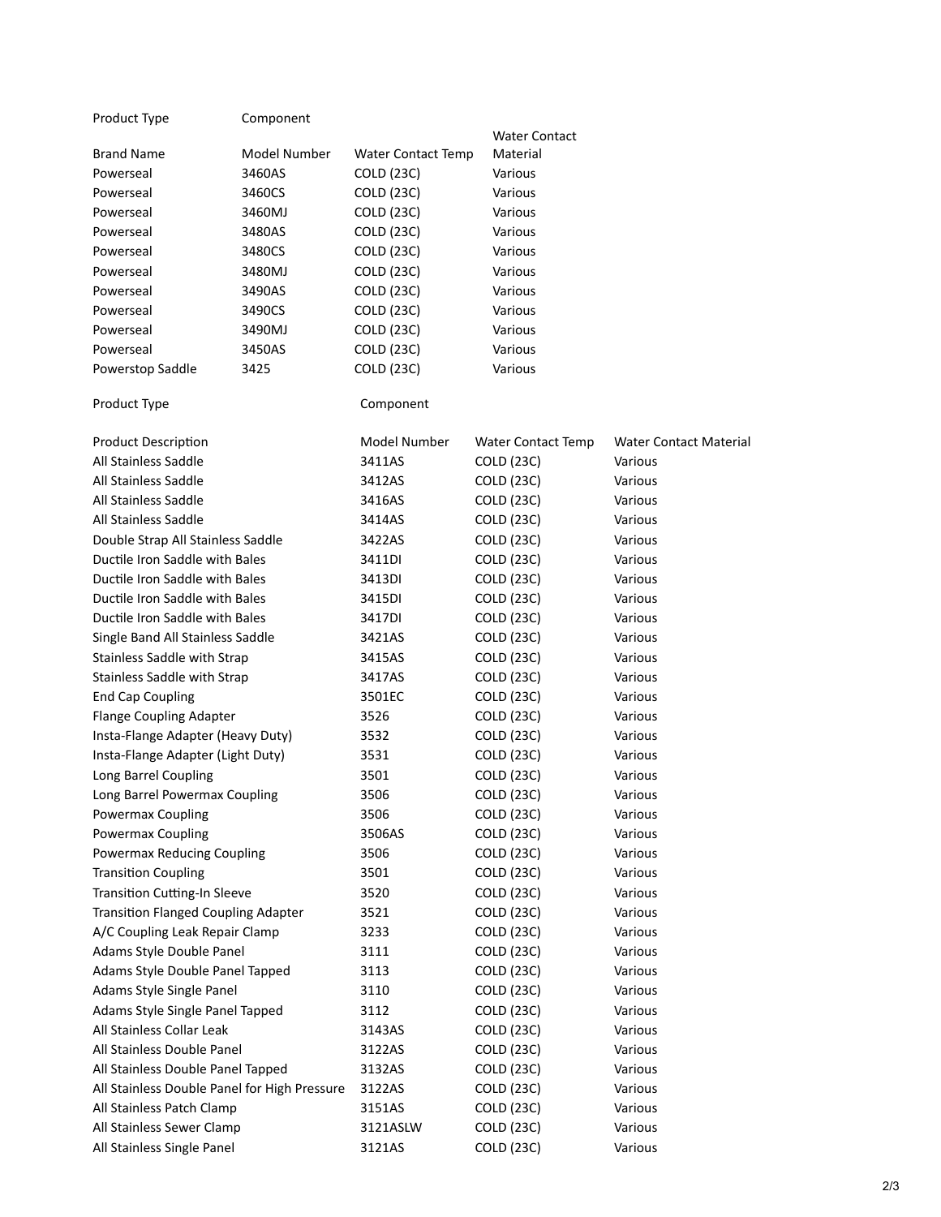| Product Type | Component | | |
|---|---|---|---|
| Brand Name | Model Number | Water Contact Temp | Water Contact Material |
| Powerseal | 3460AS | COLD (23C) | Various |
| Powerseal | 3460CS | COLD (23C) | Various |
| Powerseal | 3460MJ | COLD (23C) | Various |
| Powerseal | 3480AS | COLD (23C) | Various |
| Powerseal | 3480CS | COLD (23C) | Various |
| Powerseal | 3480MJ | COLD (23C) | Various |
| Powerseal | 3490AS | COLD (23C) | Various |
| Powerseal | 3490CS | COLD (23C) | Various |
| Powerseal | 3490MJ | COLD (23C) | Various |
| Powerseal | 3450AS | COLD (23C) | Various |
| Powerstop Saddle | 3425 | COLD (23C) | Various |

| Product Type | Component | | |
|---|---|---|---|
| Product Description | Model Number | Water Contact Temp | Water Contact Material |
| All Stainless Saddle | 3411AS | COLD (23C) | Various |
| All Stainless Saddle | 3412AS | COLD (23C) | Various |
| All Stainless Saddle | 3416AS | COLD (23C) | Various |
| All Stainless Saddle | 3414AS | COLD (23C) | Various |
| Double Strap All Stainless Saddle | 3422AS | COLD (23C) | Various |
| Ductile Iron Saddle with Bales | 3411DI | COLD (23C) | Various |
| Ductile Iron Saddle with Bales | 3413DI | COLD (23C) | Various |
| Ductile Iron Saddle with Bales | 3415DI | COLD (23C) | Various |
| Ductile Iron Saddle with Bales | 3417DI | COLD (23C) | Various |
| Single Band All Stainless Saddle | 3421AS | COLD (23C) | Various |
| Stainless Saddle with Strap | 3415AS | COLD (23C) | Various |
| Stainless Saddle with Strap | 3417AS | COLD (23C) | Various |
| End Cap Coupling | 3501EC | COLD (23C) | Various |
| Flange Coupling Adapter | 3526 | COLD (23C) | Various |
| Insta-Flange Adapter (Heavy Duty) | 3532 | COLD (23C) | Various |
| Insta-Flange Adapter (Light Duty) | 3531 | COLD (23C) | Various |
| Long Barrel Coupling | 3501 | COLD (23C) | Various |
| Long Barrel Powermax Coupling | 3506 | COLD (23C) | Various |
| Powermax Coupling | 3506 | COLD (23C) | Various |
| Powermax Coupling | 3506AS | COLD (23C) | Various |
| Powermax Reducing Coupling | 3506 | COLD (23C) | Various |
| Transition Coupling | 3501 | COLD (23C) | Various |
| Transition Cutting-In Sleeve | 3520 | COLD (23C) | Various |
| Transition Flanged Coupling Adapter | 3521 | COLD (23C) | Various |
| A/C Coupling Leak Repair Clamp | 3233 | COLD (23C) | Various |
| Adams Style Double Panel | 3111 | COLD (23C) | Various |
| Adams Style Double Panel Tapped | 3113 | COLD (23C) | Various |
| Adams Style Single Panel | 3110 | COLD (23C) | Various |
| Adams Style Single Panel Tapped | 3112 | COLD (23C) | Various |
| All Stainless Collar Leak | 3143AS | COLD (23C) | Various |
| All Stainless Double Panel | 3122AS | COLD (23C) | Various |
| All Stainless Double Panel Tapped | 3132AS | COLD (23C) | Various |
| All Stainless Double Panel for High Pressure | 3122AS | COLD (23C) | Various |
| All Stainless Patch Clamp | 3151AS | COLD (23C) | Various |
| All Stainless Sewer Clamp | 3121ASLW | COLD (23C) | Various |
| All Stainless Single Panel | 3121AS | COLD (23C) | Various |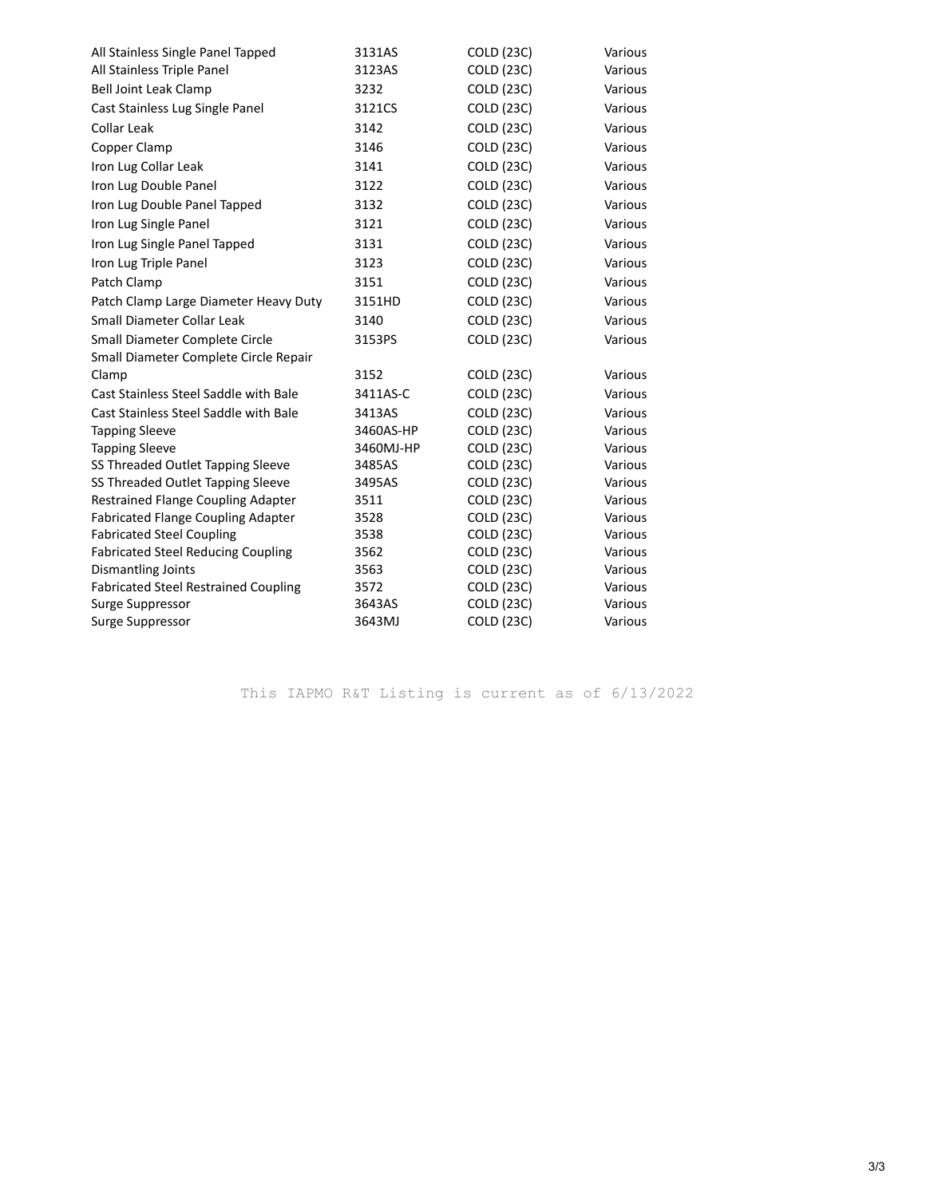| | | | |
|---|---|---|---|
| All Stainless Single Panel Tapped | 3131AS | COLD (23C) | Various |
| All Stainless Triple Panel | 3123AS | COLD (23C) | Various |
| Bell Joint Leak Clamp | 3232 | COLD (23C) | Various |
| Cast Stainless Lug Single Panel | 3121CS | COLD (23C) | Various |
| Collar Leak | 3142 | COLD (23C) | Various |
| Copper Clamp | 3146 | COLD (23C) | Various |
| Iron Lug Collar Leak | 3141 | COLD (23C) | Various |
| Iron Lug Double Panel | 3122 | COLD (23C) | Various |
| Iron Lug Double Panel Tapped | 3132 | COLD (23C) | Various |
| Iron Lug Single Panel | 3121 | COLD (23C) | Various |
| Iron Lug Single Panel Tapped | 3131 | COLD (23C) | Various |
| Iron Lug Triple Panel | 3123 | COLD (23C) | Various |
| Patch Clamp | 3151 | COLD (23C) | Various |
| Patch Clamp Large Diameter Heavy Duty | 3151HD | COLD (23C) | Various |
| Small Diameter Collar Leak | 3140 | COLD (23C) | Various |
| Small Diameter Complete Circle | 3153PS | COLD (23C) | Various |
| Small Diameter Complete Circle Repair Clamp | 3152 | COLD (23C) | Various |
| Cast Stainless Steel Saddle with Bale | 3411AS-C | COLD (23C) | Various |
| Cast Stainless Steel Saddle with Bale | 3413AS | COLD (23C) | Various |
| Tapping Sleeve | 3460AS-HP | COLD (23C) | Various |
| Tapping Sleeve | 3460MJ-HP | COLD (23C) | Various |
| SS Threaded Outlet Tapping Sleeve | 3485AS | COLD (23C) | Various |
| SS Threaded Outlet Tapping Sleeve | 3495AS | COLD (23C) | Various |
| Restrained Flange Coupling Adapter | 3511 | COLD (23C) | Various |
| Fabricated Flange Coupling Adapter | 3528 | COLD (23C) | Various |
| Fabricated Steel Coupling | 3538 | COLD (23C) | Various |
| Fabricated Steel Reducing Coupling | 3562 | COLD (23C) | Various |
| Dismantling Joints | 3563 | COLD (23C) | Various |
| Fabricated Steel Restrained Coupling | 3572 | COLD (23C) | Various |
| Surge Suppressor | 3643AS | COLD (23C) | Various |
| Surge Suppressor | 3643MJ | COLD (23C) | Various |

This IAPMO R&T Listing is current as of 6/13/2022